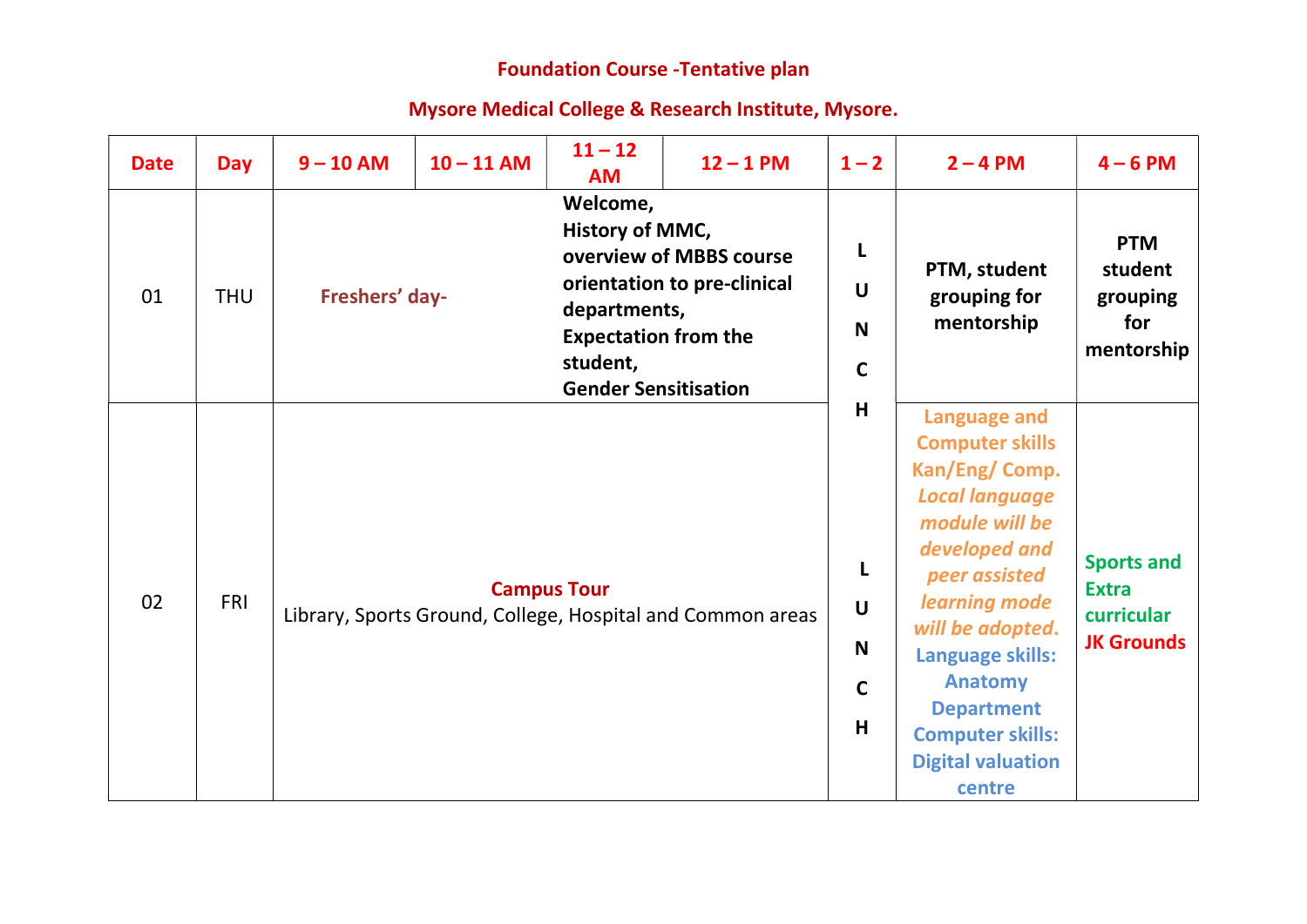**Foundation Course -Tentative plan**

**Mysore Medical College & Research Institute, Mysore.**

| Date | Day | 9 – 10 AM | 10 – 11 AM | 11 – 12 AM | 12 – 1 PM | 1 – 2 | 2 – 4 PM | 4 – 6 PM |
|---|---|---|---|---|---|---|---|---|
| 01 | THU | **Freshers' day-** | | **Welcome, History of MMC, overview of MBBS course orientation to pre-clinical departments, Expectation from the student, Gender Sensitisation** | | LUNCH | **PTM, student grouping for mentorship** | **PTM student grouping for mentorship** |
| 02 | FRI | **Campus Tour** Library, Sports Ground, College, Hospital and Common areas | | | | LUNCH | **Language and Computer skills Kan/Eng/ Comp.** ***Local language module will be developed and peer assisted learning mode will be adopted.*** **Language skills: Anatomy Department Computer skills: Digital valuation centre** | **Sports and Extra curricular JK Grounds** |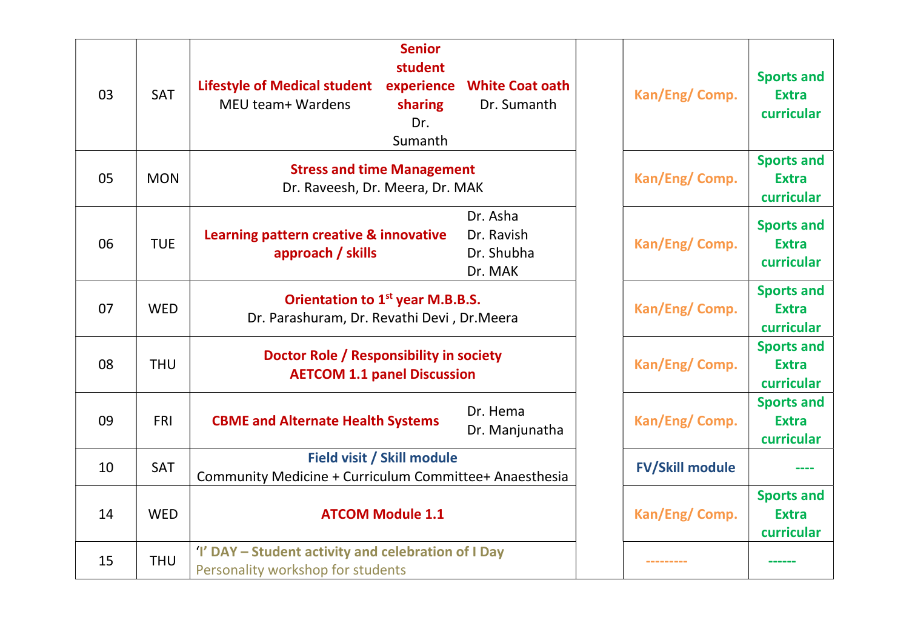| | | | | | |
|---|---|---|---|---|---|
| 03 | SAT | **Lifestyle of Medical student** MEU team+ Wardens / **Senior student experience sharing** Dr. Sumanth / **White Coat oath** Dr. Sumanth | | **Kan/Eng/ Comp.** | **Sports and Extra curricular** |
| 05 | MON | **Stress and time Management** Dr. Raveesh, Dr. Meera, Dr. MAK | | **Kan/Eng/ Comp.** | **Sports and Extra curricular** |
| 06 | TUE | **Learning pattern creative & innovative approach / skills** Dr. Asha, Dr. Ravish, Dr. Shubha, Dr. MAK | | **Kan/Eng/ Comp.** | **Sports and Extra curricular** |
| 07 | WED | **Orientation to 1st year M.B.B.S.** Dr. Parashuram, Dr. Revathi Devi , Dr.Meera | | **Kan/Eng/ Comp.** | **Sports and Extra curricular** |
| 08 | THU | **Doctor Role / Responsibility in society AETCOM 1.1 panel Discussion** | | **Kan/Eng/ Comp.** | **Sports and Extra curricular** |
| 09 | FRI | **CBME and Alternate Health Systems** Dr. Hema, Dr. Manjunatha | | **Kan/Eng/ Comp.** | **Sports and Extra curricular** |
| 10 | SAT | **Field visit / Skill module** Community Medicine + Curriculum Committee+ Anaesthesia | | **FV/Skill module** | ---- |
| 14 | WED | **ATCOM Module 1.1** | | **Kan/Eng/ Comp.** | **Sports and Extra curricular** |
| 15 | THU | '**I' DAY – Student activity and celebration of I Day** Personality workshop for students | | --------- | ------ |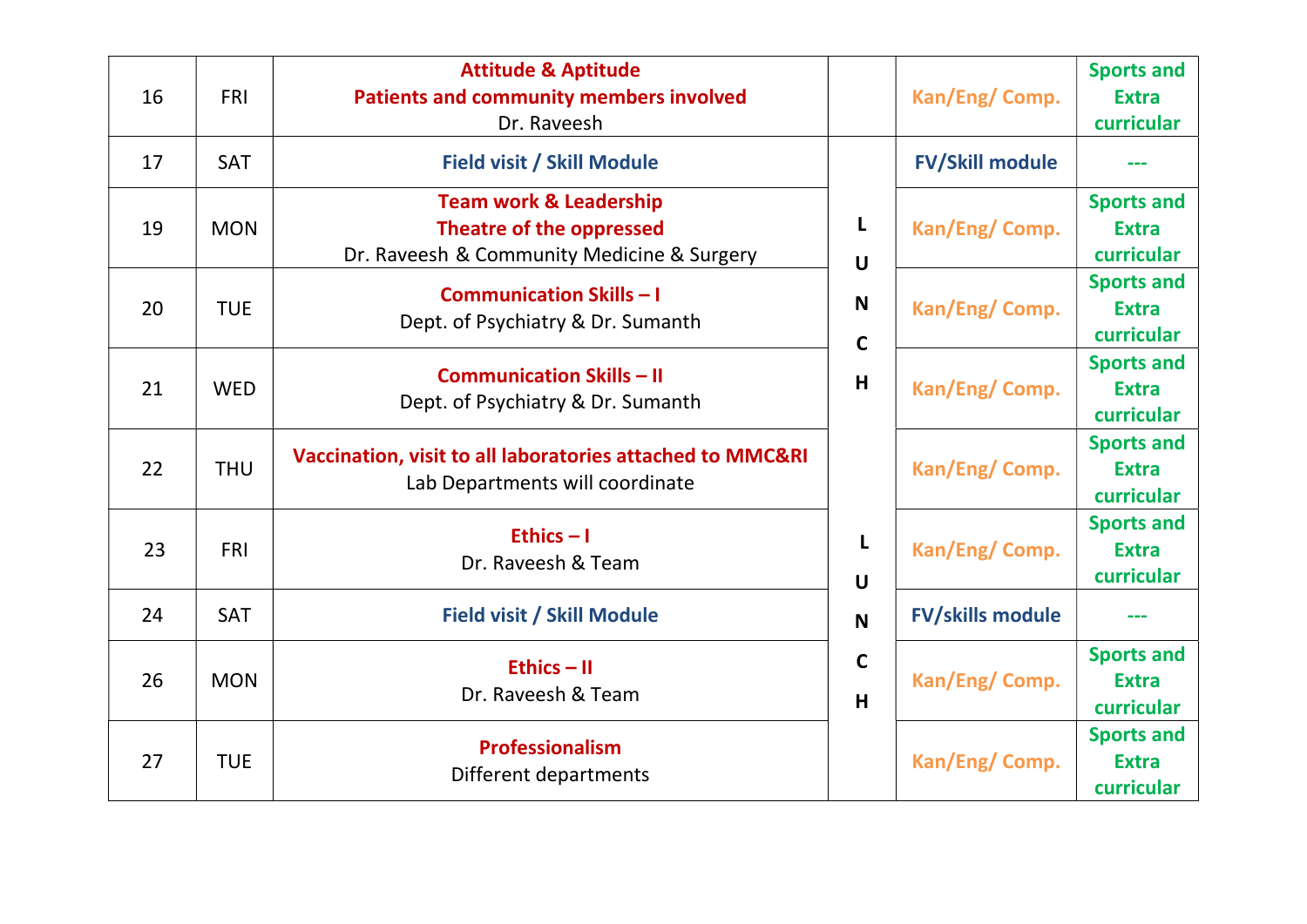| 16 | FRI | **Attitude & Aptitude**<br>**Patients and community members involved**<br>Dr. Raveesh | | **Kan/Eng/ Comp.** | **Sports and Extra curricular** |
|---|---|---|---|---|---|
| 17 | SAT | **Field visit / Skill Module** | LUNCH | **FV/Skill module** | --- |
| 19 | MON | **Team work & Leadership**<br>**Theatre of the oppressed**<br>Dr. Raveesh & Community Medicine & Surgery | | **Kan/Eng/ Comp.** | **Sports and Extra curricular** |
| 20 | TUE | **Communication Skills – I**<br>Dept. of Psychiatry & Dr. Sumanth | | **Kan/Eng/ Comp.** | **Sports and Extra curricular** |
| 21 | WED | **Communication Skills – II**<br>Dept. of Psychiatry & Dr. Sumanth | | **Kan/Eng/ Comp.** | **Sports and Extra curricular** |
| 22 | THU | **Vaccination, visit to all laboratories attached to MMC&RI**<br>Lab Departments will coordinate | | **Kan/Eng/ Comp.** | **Sports and Extra curricular** |
| 23 | FRI | **Ethics – I**<br>Dr. Raveesh & Team | LUNCH | **Kan/Eng/ Comp.** | **Sports and Extra curricular** |
| 24 | SAT | **Field visit / Skill Module** | | **FV/skills module** | --- |
| 26 | MON | **Ethics – II**<br>Dr. Raveesh & Team | | **Kan/Eng/ Comp.** | **Sports and Extra curricular** |
| 27 | TUE | **Professionalism**<br>Different departments | | **Kan/Eng/ Comp.** | **Sports and Extra curricular** |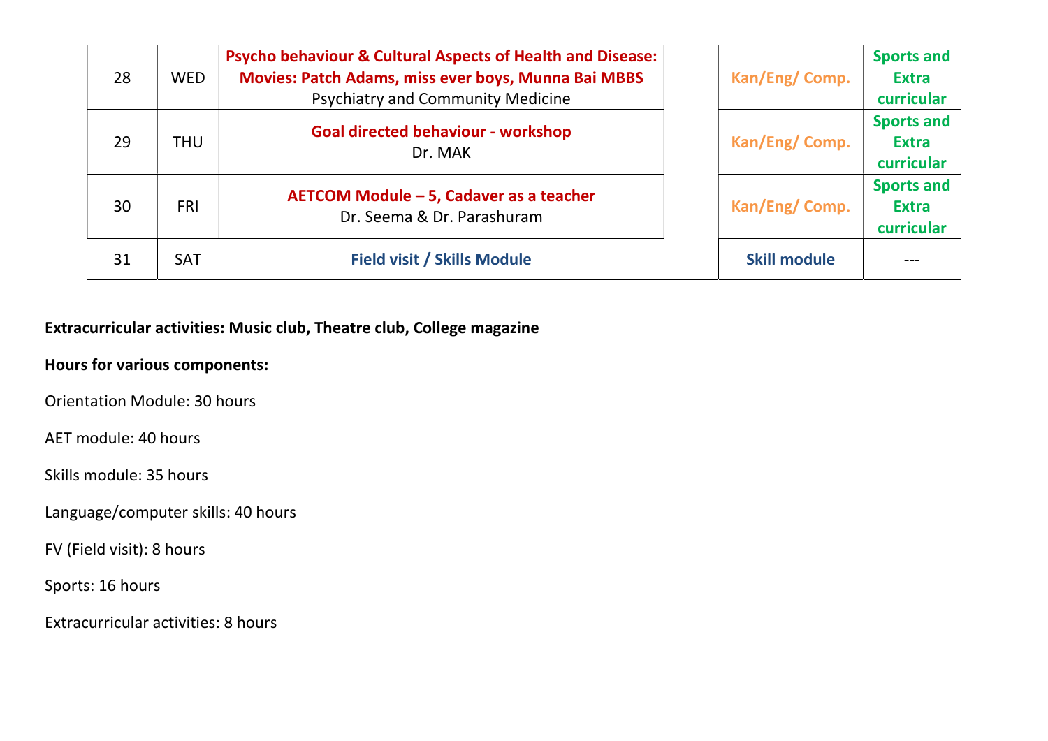| | | | | | |
|---|---|---|---|---|---|
| 28 | WED | **Psycho behaviour & Cultural Aspects of Health and Disease: Movies: Patch Adams, miss ever boys, Munna Bai MBBS** Psychiatry and Community Medicine | | **Kan/Eng/ Comp.** | **Sports and Extra curricular** |
| 29 | THU | **Goal directed behaviour - workshop** Dr. MAK | | **Kan/Eng/ Comp.** | **Sports and Extra curricular** |
| 30 | FRI | **AETCOM Module – 5, Cadaver as a teacher** Dr. Seema & Dr. Parashuram | | **Kan/Eng/ Comp.** | **Sports and Extra curricular** |
| 31 | SAT | **Field visit / Skills Module** | | **Skill module** | --- |

**Extracurricular activities: Music club, Theatre club, College magazine**

**Hours for various components:**

Orientation Module: 30 hours

AET module: 40 hours

Skills module: 35 hours

Language/computer skills: 40 hours

FV (Field visit): 8 hours

Sports: 16 hours

Extracurricular activities: 8 hours